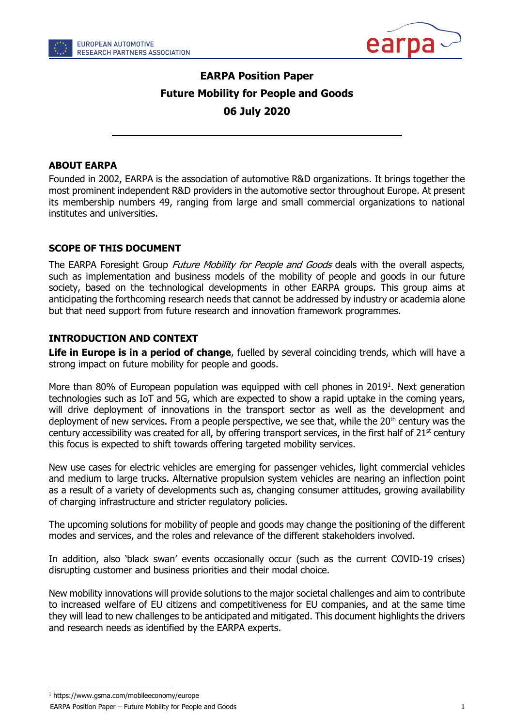# EARPA Position Paper

# Future Mobility for People and Goods

# 06 July 2020

## ABOUT EARPA

Founded in 2002, EARPA is the association of automotive R&D organizations. It brings together the most prominent independent R&D providers in the automotive sector throughout Europe. At present its membership numbers 49, ranging from large and small commercial organizations to national institutes and universities.

## SCOPE OF THIS DOCUMENT

The EARPA Foresight Group *Future Mobility for People and Goods* deals with the overall aspects, such as implementation and business models of the mobility of people and goods in our future society, based on the technological developments in other EARPA groups. This group aims at anticipating the forthcoming research needs that cannot be addressed by industry or academia alone but that need support from future research and innovation framework programmes.

## INTRODUCTION AND CONTEXT

**Life in Europe is in a period of change**, fuelled by several coinciding trends, which will have a strong impact on future mobility for people and goods.

More than 80% of European population was equipped with cell phones in 2019[1]. Next generation technologies such as IoT and 5G, which are expected to show a rapid uptake in the coming years, will drive deployment of innovations in the transport sector as well as the development and deployment of new services. From a people perspective, we see that, while the 20th century was the century accessibility was created for all, by offering transport services, in the first half of 21st century this focus is expected to shift towards offering targeted mobility services.

New use cases for electric vehicles are emerging for passenger vehicles, light commercial vehicles and medium to large trucks. Alternative propulsion system vehicles are nearing an inflection point as a result of a variety of developments such as, changing consumer attitudes, growing availability of charging infrastructure and stricter regulatory policies.

The upcoming solutions for mobility of people and goods may change the positioning of the different modes and services, and the roles and relevance of the different stakeholders involved.

In addition, also 'black swan' events occasionally occur (such as the current COVID-19 crises) disrupting customer and business priorities and their modal choice.

New mobility innovations will provide solutions to the major societal challenges and aim to contribute to increased welfare of EU citizens and competitiveness for EU companies, and at the same time they will lead to new challenges to be anticipated and mitigated. This document highlights the drivers and research needs as identified by the EARPA experts.

[1] https://www.gsma.com/mobileeconomy/europe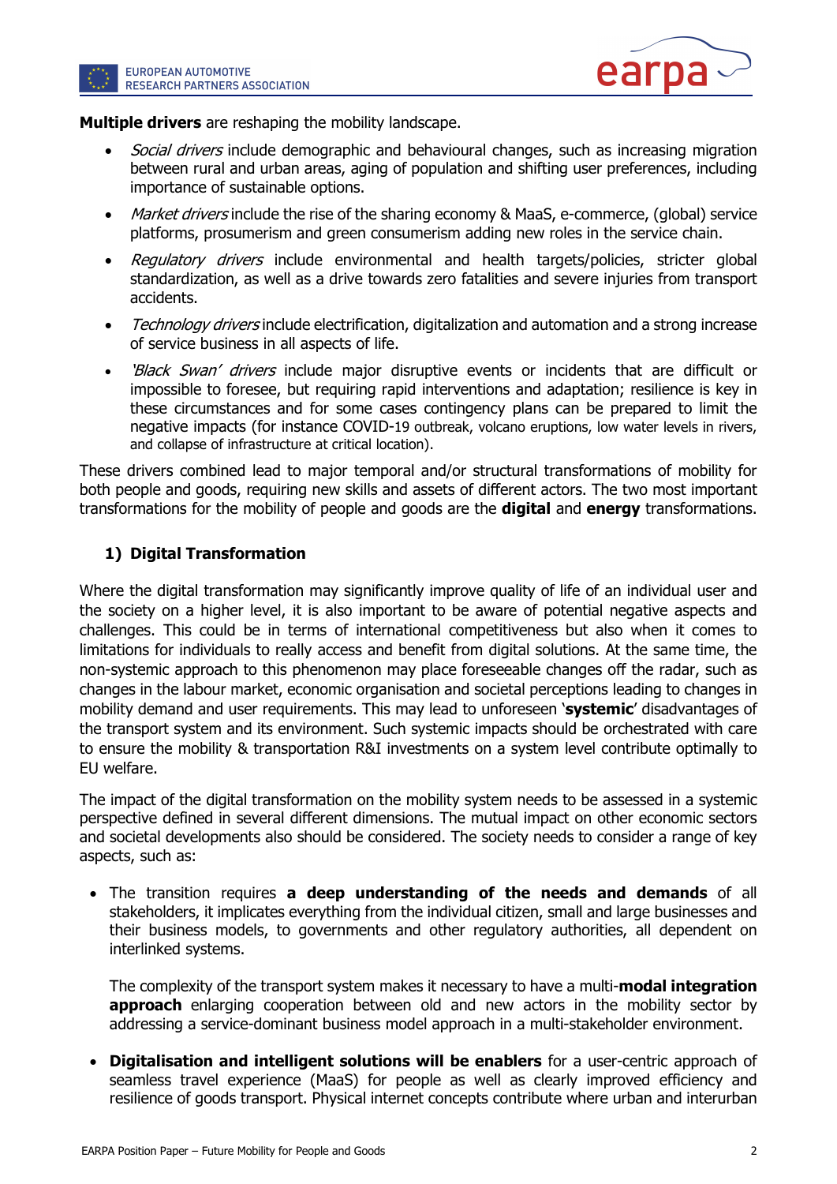**Multiple drivers** are reshaping the mobility landscape.

- *Social drivers* include demographic and behavioural changes, such as increasing migration between rural and urban areas, aging of population and shifting user preferences, including importance of sustainable options.
- *Market drivers* include the rise of the sharing economy & MaaS, e-commerce, (global) service platforms, prosumerism and green consumerism adding new roles in the service chain.
- *Regulatory drivers* include environmental and health targets/policies, stricter global standardization, as well as a drive towards zero fatalities and severe injuries from transport accidents.
- *Technology drivers* include electrification, digitalization and automation and a strong increase of service business in all aspects of life.
- *'Black Swan' drivers* include major disruptive events or incidents that are difficult or impossible to foresee, but requiring rapid interventions and adaptation; resilience is key in these circumstances and for some cases contingency plans can be prepared to limit the negative impacts (for instance COVID-19 outbreak, volcano eruptions, low water levels in rivers, and collapse of infrastructure at critical location).

These drivers combined lead to major temporal and/or structural transformations of mobility for both people and goods, requiring new skills and assets of different actors. The two most important transformations for the mobility of people and goods are the **digital** and **energy** transformations.

## 1) Digital Transformation

Where the digital transformation may significantly improve quality of life of an individual user and the society on a higher level, it is also important to be aware of potential negative aspects and challenges. This could be in terms of international competitiveness but also when it comes to limitations for individuals to really access and benefit from digital solutions. At the same time, the non-systemic approach to this phenomenon may place foreseeable changes off the radar, such as changes in the labour market, economic organisation and societal perceptions leading to changes in mobility demand and user requirements. This may lead to unforeseen '**systemic**' disadvantages of the transport system and its environment. Such systemic impacts should be orchestrated with care to ensure the mobility & transportation R&I investments on a system level contribute optimally to EU welfare.

The impact of the digital transformation on the mobility system needs to be assessed in a systemic perspective defined in several different dimensions. The mutual impact on other economic sectors and societal developments also should be considered. The society needs to consider a range of key aspects, such as:

- The transition requires **a deep understanding of the needs and demands** of all stakeholders, it implicates everything from the individual citizen, small and large businesses and their business models, to governments and other regulatory authorities, all dependent on interlinked systems.

  The complexity of the transport system makes it necessary to have a multi-**modal integration approach** enlarging cooperation between old and new actors in the mobility sector by addressing a service-dominant business model approach in a multi-stakeholder environment.

- **Digitalisation and intelligent solutions will be enablers** for a user-centric approach of seamless travel experience (MaaS) for people as well as clearly improved efficiency and resilience of goods transport. Physical internet concepts contribute where urban and interurban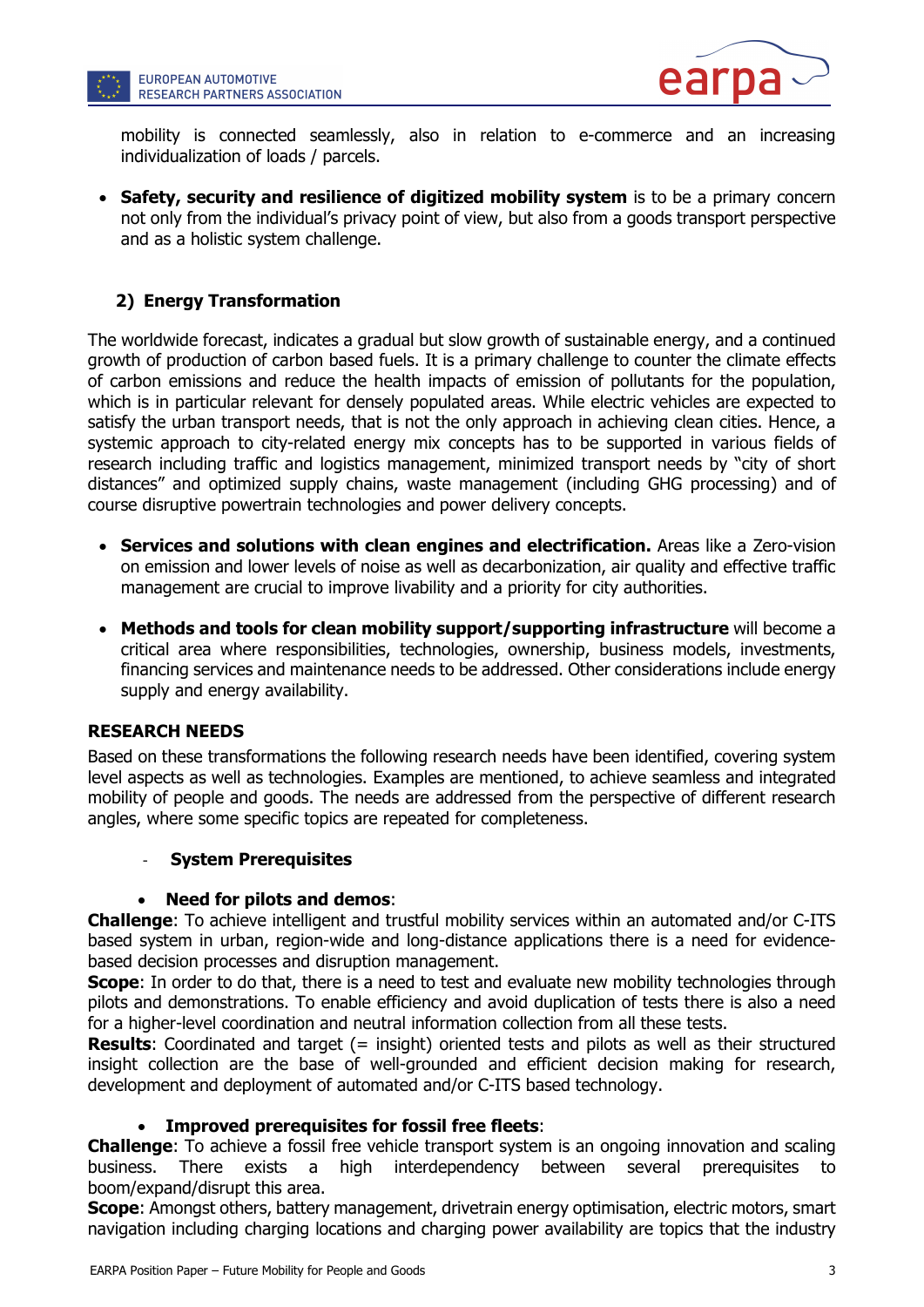mobility is connected seamlessly, also in relation to e-commerce and an increasing individualization of loads / parcels.

- **Safety, security and resilience of digitized mobility system** is to be a primary concern not only from the individual's privacy point of view, but also from a goods transport perspective and as a holistic system challenge.

### 2) Energy Transformation

The worldwide forecast, indicates a gradual but slow growth of sustainable energy, and a continued growth of production of carbon based fuels. It is a primary challenge to counter the climate effects of carbon emissions and reduce the health impacts of emission of pollutants for the population, which is in particular relevant for densely populated areas. While electric vehicles are expected to satisfy the urban transport needs, that is not the only approach in achieving clean cities. Hence, a systemic approach to city-related energy mix concepts has to be supported in various fields of research including traffic and logistics management, minimized transport needs by "city of short distances" and optimized supply chains, waste management (including GHG processing) and of course disruptive powertrain technologies and power delivery concepts.

- **Services and solutions with clean engines and electrification.** Areas like a Zero-vision on emission and lower levels of noise as well as decarbonization, air quality and effective traffic management are crucial to improve livability and a priority for city authorities.

- **Methods and tools for clean mobility support/supporting infrastructure** will become a critical area where responsibilities, technologies, ownership, business models, investments, financing services and maintenance needs to be addressed. Other considerations include energy supply and energy availability.

## RESEARCH NEEDS

Based on these transformations the following research needs have been identified, covering system level aspects as well as technologies. Examples are mentioned, to achieve seamless and integrated mobility of people and goods. The needs are addressed from the perspective of different research angles, where some specific topics are repeated for completeness.

- **System Prerequisites**

- **Need for pilots and demos**:

**Challenge**: To achieve intelligent and trustful mobility services within an automated and/or C-ITS based system in urban, region-wide and long-distance applications there is a need for evidence-based decision processes and disruption management.
**Scope**: In order to do that, there is a need to test and evaluate new mobility technologies through pilots and demonstrations. To enable efficiency and avoid duplication of tests there is also a need for a higher-level coordination and neutral information collection from all these tests.
**Results**: Coordinated and target (= insight) oriented tests and pilots as well as their structured insight collection are the base of well-grounded and efficient decision making for research, development and deployment of automated and/or C-ITS based technology.

- **Improved prerequisites for fossil free fleets**:

**Challenge**: To achieve a fossil free vehicle transport system is an ongoing innovation and scaling business. There exists a high interdependency between several prerequisites to boom/expand/disrupt this area.
**Scope**: Amongst others, battery management, drivetrain energy optimisation, electric motors, smart navigation including charging locations and charging power availability are topics that the industry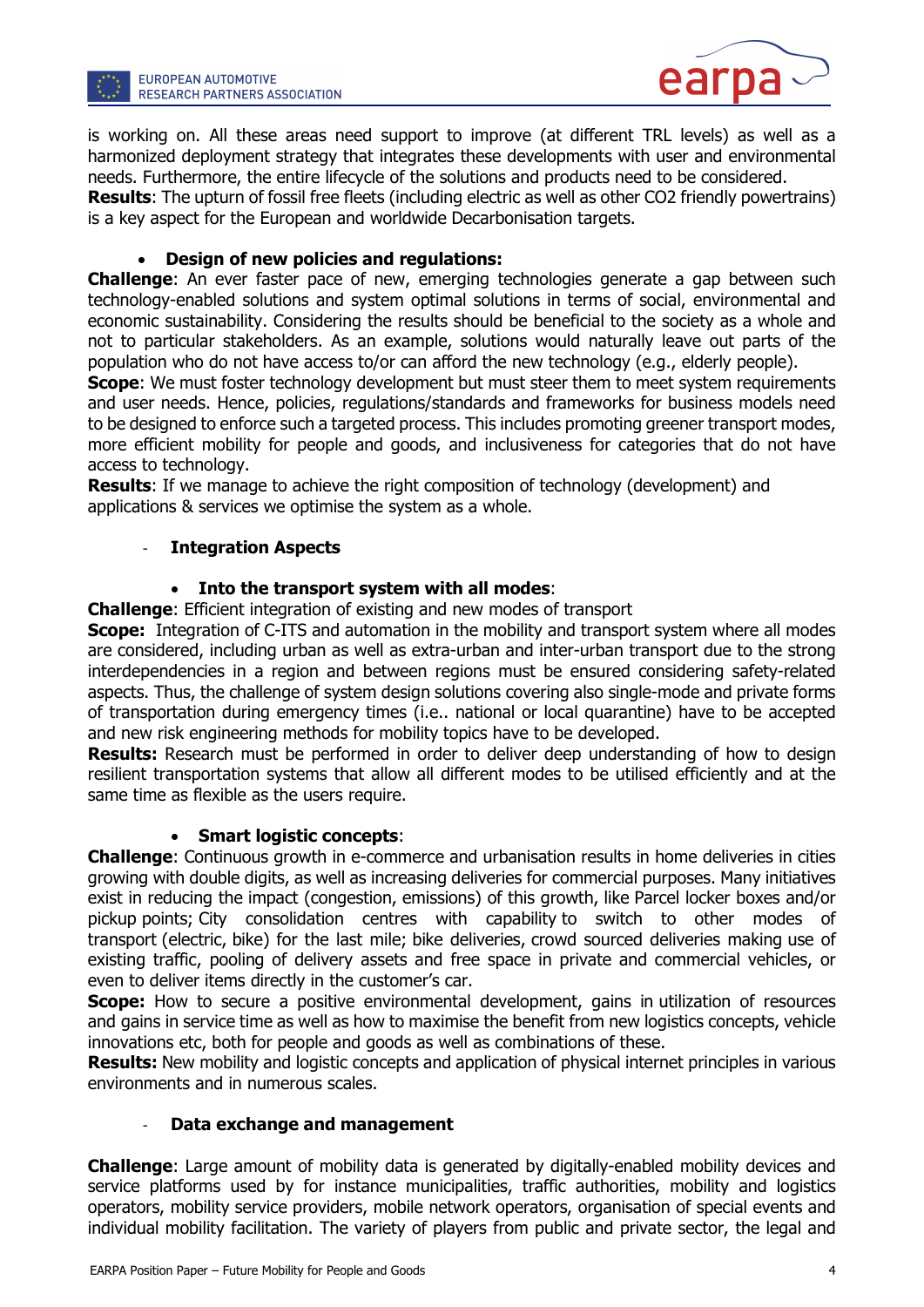is working on. All these areas need support to improve (at different TRL levels) as well as a harmonized deployment strategy that integrates these developments with user and environmental needs. Furthermore, the entire lifecycle of the solutions and products need to be considered.
**Results**: The upturn of fossil free fleets (including electric as well as other CO2 friendly powertrains) is a key aspect for the European and worldwide Decarbonisation targets.

- **Design of new policies and regulations:**

**Challenge**: An ever faster pace of new, emerging technologies generate a gap between such technology-enabled solutions and system optimal solutions in terms of social, environmental and economic sustainability. Considering the results should be beneficial to the society as a whole and not to particular stakeholders. As an example, solutions would naturally leave out parts of the population who do not have access to/or can afford the new technology (e.g., elderly people).
**Scope**: We must foster technology development but must steer them to meet system requirements and user needs. Hence, policies, regulations/standards and frameworks for business models need to be designed to enforce such a targeted process. This includes promoting greener transport modes, more efficient mobility for people and goods, and inclusiveness for categories that do not have access to technology.
**Results**: If we manage to achieve the right composition of technology (development) and applications & services we optimise the system as a whole.

- **Integration Aspects**

- **Into the transport system with all modes**:

**Challenge**: Efficient integration of existing and new modes of transport
**Scope:** Integration of C-ITS and automation in the mobility and transport system where all modes are considered, including urban as well as extra-urban and inter-urban transport due to the strong interdependencies in a region and between regions must be ensured considering safety-related aspects. Thus, the challenge of system design solutions covering also single-mode and private forms of transportation during emergency times (i.e.. national or local quarantine) have to be accepted and new risk engineering methods for mobility topics have to be developed.
**Results:** Research must be performed in order to deliver deep understanding of how to design resilient transportation systems that allow all different modes to be utilised efficiently and at the same time as flexible as the users require.

- **Smart logistic concepts**:

**Challenge**: Continuous growth in e-commerce and urbanisation results in home deliveries in cities growing with double digits, as well as increasing deliveries for commercial purposes. Many initiatives exist in reducing the impact (congestion, emissions) of this growth, like Parcel locker boxes and/or pickup points; City consolidation centres with capability to switch to other modes of transport (electric, bike) for the last mile; bike deliveries, crowd sourced deliveries making use of existing traffic, pooling of delivery assets and free space in private and commercial vehicles, or even to deliver items directly in the customer's car.
**Scope:** How to secure a positive environmental development, gains in utilization of resources and gains in service time as well as how to maximise the benefit from new logistics concepts, vehicle innovations etc, both for people and goods as well as combinations of these.
**Results:** New mobility and logistic concepts and application of physical internet principles in various environments and in numerous scales.

- **Data exchange and management**

**Challenge**: Large amount of mobility data is generated by digitally-enabled mobility devices and service platforms used by for instance municipalities, traffic authorities, mobility and logistics operators, mobility service providers, mobile network operators, organisation of special events and individual mobility facilitation. The variety of players from public and private sector, the legal and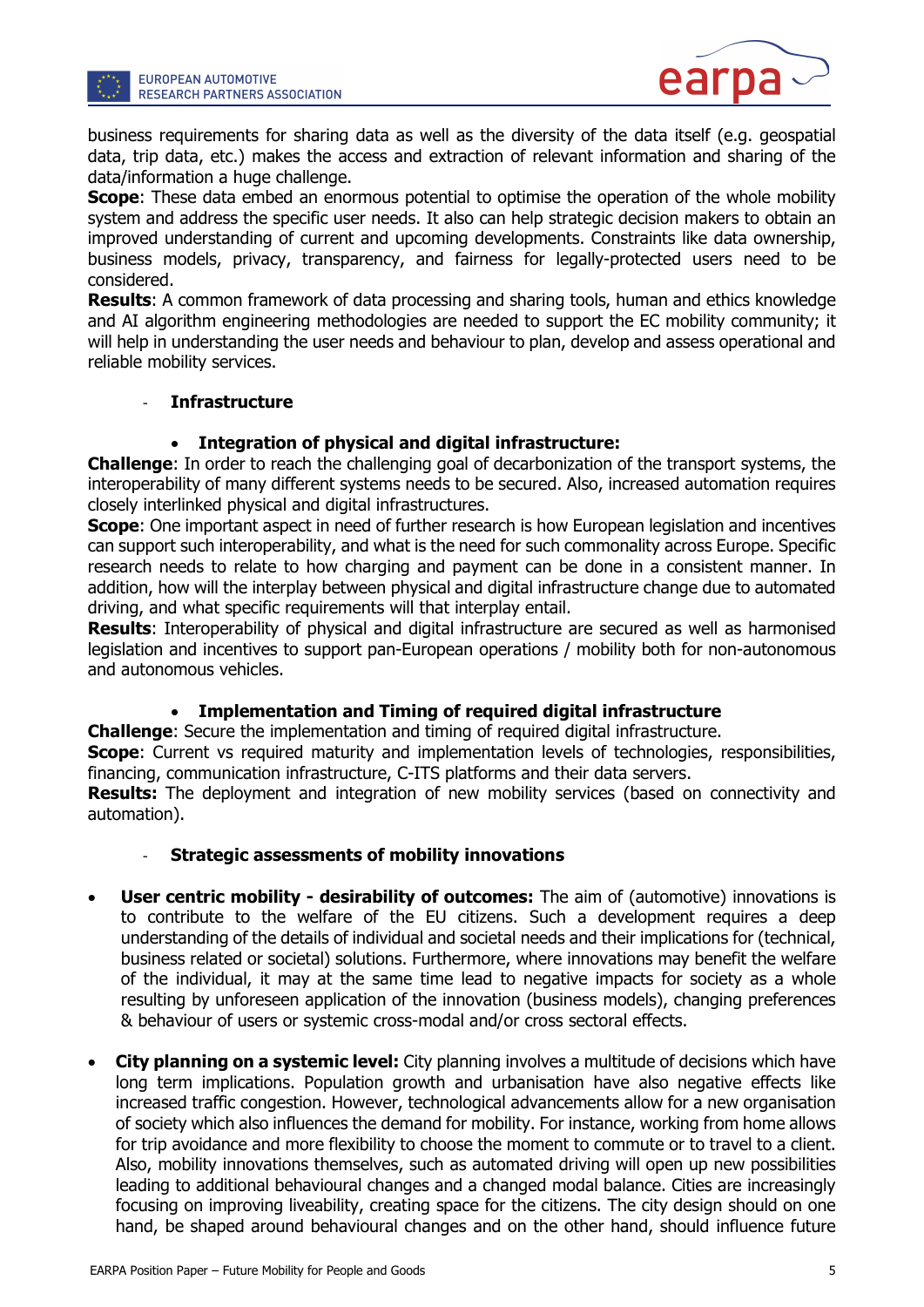business requirements for sharing data as well as the diversity of the data itself (e.g. geospatial data, trip data, etc.) makes the access and extraction of relevant information and sharing of the data/information a huge challenge.

**Scope**: These data embed an enormous potential to optimise the operation of the whole mobility system and address the specific user needs. It also can help strategic decision makers to obtain an improved understanding of current and upcoming developments. Constraints like data ownership, business models, privacy, transparency, and fairness for legally-protected users need to be considered.

**Results**: A common framework of data processing and sharing tools, human and ethics knowledge and AI algorithm engineering methodologies are needed to support the EC mobility community; it will help in understanding the user needs and behaviour to plan, develop and assess operational and reliable mobility services.

- **Infrastructure**

  - **Integration of physical and digital infrastructure:**

**Challenge**: In order to reach the challenging goal of decarbonization of the transport systems, the interoperability of many different systems needs to be secured. Also, increased automation requires closely interlinked physical and digital infrastructures.

**Scope**: One important aspect in need of further research is how European legislation and incentives can support such interoperability, and what is the need for such commonality across Europe. Specific research needs to relate to how charging and payment can be done in a consistent manner. In addition, how will the interplay between physical and digital infrastructure change due to automated driving, and what specific requirements will that interplay entail.

**Results**: Interoperability of physical and digital infrastructure are secured as well as harmonised legislation and incentives to support pan-European operations / mobility both for non-autonomous and autonomous vehicles.

  - **Implementation and Timing of required digital infrastructure**

**Challenge**: Secure the implementation and timing of required digital infrastructure.

**Scope**: Current vs required maturity and implementation levels of technologies, responsibilities, financing, communication infrastructure, C-ITS platforms and their data servers.

**Results:** The deployment and integration of new mobility services (based on connectivity and automation).

- **Strategic assessments of mobility innovations**

- **User centric mobility - desirability of outcomes:** The aim of (automotive) innovations is to contribute to the welfare of the EU citizens. Such a development requires a deep understanding of the details of individual and societal needs and their implications for (technical, business related or societal) solutions. Furthermore, where innovations may benefit the welfare of the individual, it may at the same time lead to negative impacts for society as a whole resulting by unforeseen application of the innovation (business models), changing preferences & behaviour of users or systemic cross-modal and/or cross sectoral effects.

- **City planning on a systemic level:** City planning involves a multitude of decisions which have long term implications. Population growth and urbanisation have also negative effects like increased traffic congestion. However, technological advancements allow for a new organisation of society which also influences the demand for mobility. For instance, working from home allows for trip avoidance and more flexibility to choose the moment to commute or to travel to a client. Also, mobility innovations themselves, such as automated driving will open up new possibilities leading to additional behavioural changes and a changed modal balance. Cities are increasingly focusing on improving liveability, creating space for the citizens. The city design should on one hand, be shaped around behavioural changes and on the other hand, should influence future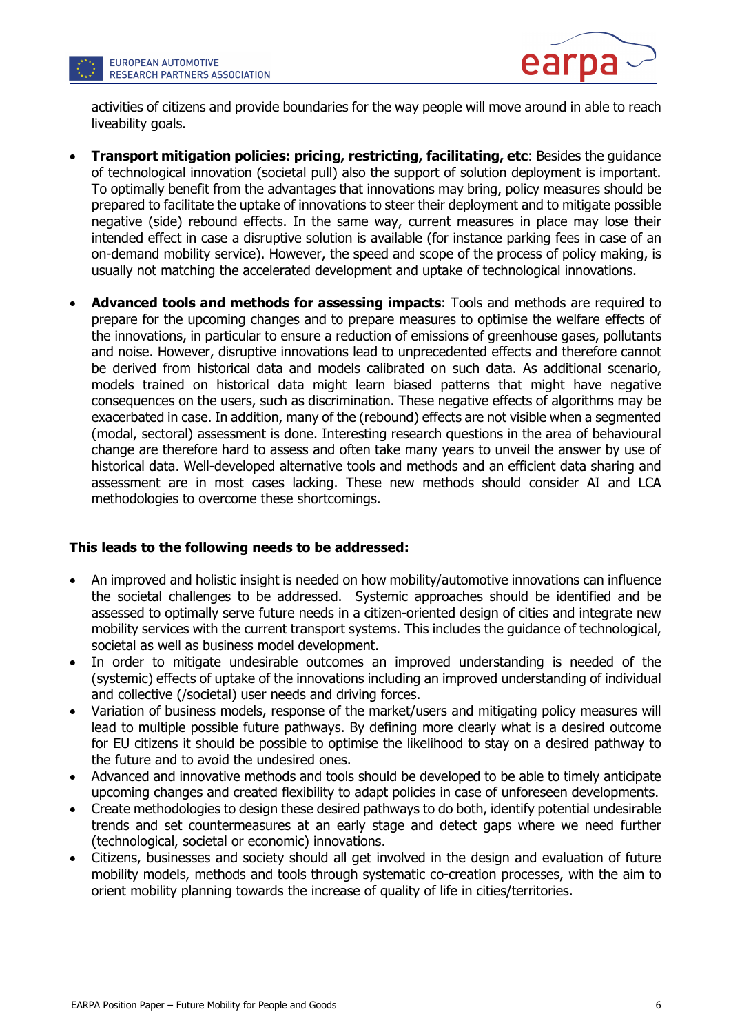activities of citizens and provide boundaries for the way people will move around in able to reach liveability goals.

- **Transport mitigation policies: pricing, restricting, facilitating, etc**: Besides the guidance of technological innovation (societal pull) also the support of solution deployment is important. To optimally benefit from the advantages that innovations may bring, policy measures should be prepared to facilitate the uptake of innovations to steer their deployment and to mitigate possible negative (side) rebound effects. In the same way, current measures in place may lose their intended effect in case a disruptive solution is available (for instance parking fees in case of an on-demand mobility service). However, the speed and scope of the process of policy making, is usually not matching the accelerated development and uptake of technological innovations.

- **Advanced tools and methods for assessing impacts**: Tools and methods are required to prepare for the upcoming changes and to prepare measures to optimise the welfare effects of the innovations, in particular to ensure a reduction of emissions of greenhouse gases, pollutants and noise. However, disruptive innovations lead to unprecedented effects and therefore cannot be derived from historical data and models calibrated on such data. As additional scenario, models trained on historical data might learn biased patterns that might have negative consequences on the users, such as discrimination. These negative effects of algorithms may be exacerbated in case. In addition, many of the (rebound) effects are not visible when a segmented (modal, sectoral) assessment is done. Interesting research questions in the area of behavioural change are therefore hard to assess and often take many years to unveil the answer by use of historical data. Well-developed alternative tools and methods and an efficient data sharing and assessment are in most cases lacking. These new methods should consider AI and LCA methodologies to overcome these shortcomings.

**This leads to the following needs to be addressed:**

- An improved and holistic insight is needed on how mobility/automotive innovations can influence the societal challenges to be addressed. Systemic approaches should be identified and be assessed to optimally serve future needs in a citizen-oriented design of cities and integrate new mobility services with the current transport systems. This includes the guidance of technological, societal as well as business model development.
- In order to mitigate undesirable outcomes an improved understanding is needed of the (systemic) effects of uptake of the innovations including an improved understanding of individual and collective (/societal) user needs and driving forces.
- Variation of business models, response of the market/users and mitigating policy measures will lead to multiple possible future pathways. By defining more clearly what is a desired outcome for EU citizens it should be possible to optimise the likelihood to stay on a desired pathway to the future and to avoid the undesired ones.
- Advanced and innovative methods and tools should be developed to be able to timely anticipate upcoming changes and created flexibility to adapt policies in case of unforeseen developments.
- Create methodologies to design these desired pathways to do both, identify potential undesirable trends and set countermeasures at an early stage and detect gaps where we need further (technological, societal or economic) innovations.
- Citizens, businesses and society should all get involved in the design and evaluation of future mobility models, methods and tools through systematic co-creation processes, with the aim to orient mobility planning towards the increase of quality of life in cities/territories.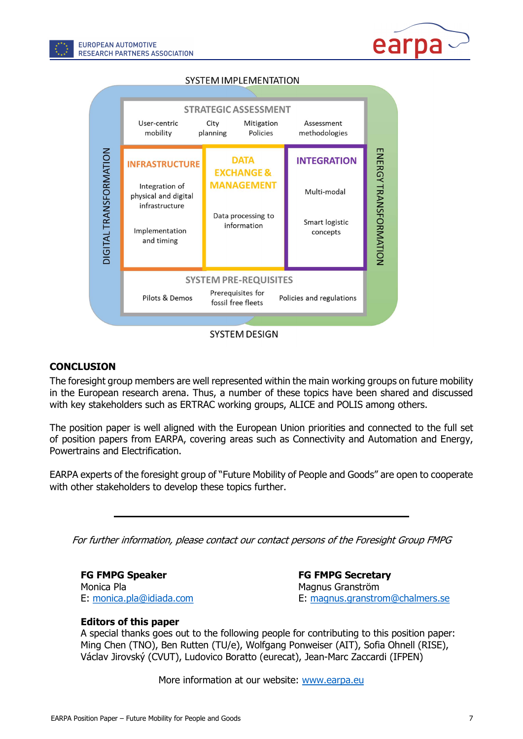SYSTEM IMPLEMENTATION

STRATEGIC ASSESSMENT

User-centric mobility

City planning

Mitigation Policies

Assessment methodologies

INFRASTRUCTURE

Integration of physical and digital infrastructure

Implementation and timing

DATA EXCHANGE & MANAGEMENT

Data processing to information

INTEGRATION

Multi-modal

Smart logistic concepts

SYSTEM PRE-REQUISITES

Pilots & Demos

Prerequisites for fossil free fleets

Policies and regulations

DIGITAL TRANSFORMATION

ENERGY TRANSFORMATION

SYSTEM DESIGN

## CONCLUSION

The foresight group members are well represented within the main working groups on future mobility in the European research arena. Thus, a number of these topics have been shared and discussed with key stakeholders such as ERTRAC working groups, ALICE and POLIS among others.

The position paper is well aligned with the European Union priorities and connected to the full set of position papers from EARPA, covering areas such as Connectivity and Automation and Energy, Powertrains and Electrification.

EARPA experts of the foresight group of "Future Mobility of People and Goods" are open to cooperate with other stakeholders to develop these topics further.

---

*For further information, please contact our contact persons of the Foresight Group FMPG*

**FG FMPG Speaker**
Monica Pla
E: monica.pla@idiada.com

**FG FMPG Secretary**
Magnus Granström
E: magnus.granstrom@chalmers.se

**Editors of this paper**
A special thanks goes out to the following people for contributing to this position paper: Ming Chen (TNO), Ben Rutten (TU/e), Wolfgang Ponweiser (AIT), Sofia Ohnell (RISE), Václav Jirovský (CVUT), Ludovico Boratto (eurecat), Jean-Marc Zaccardi (IFPEN)

More information at our website: www.earpa.eu